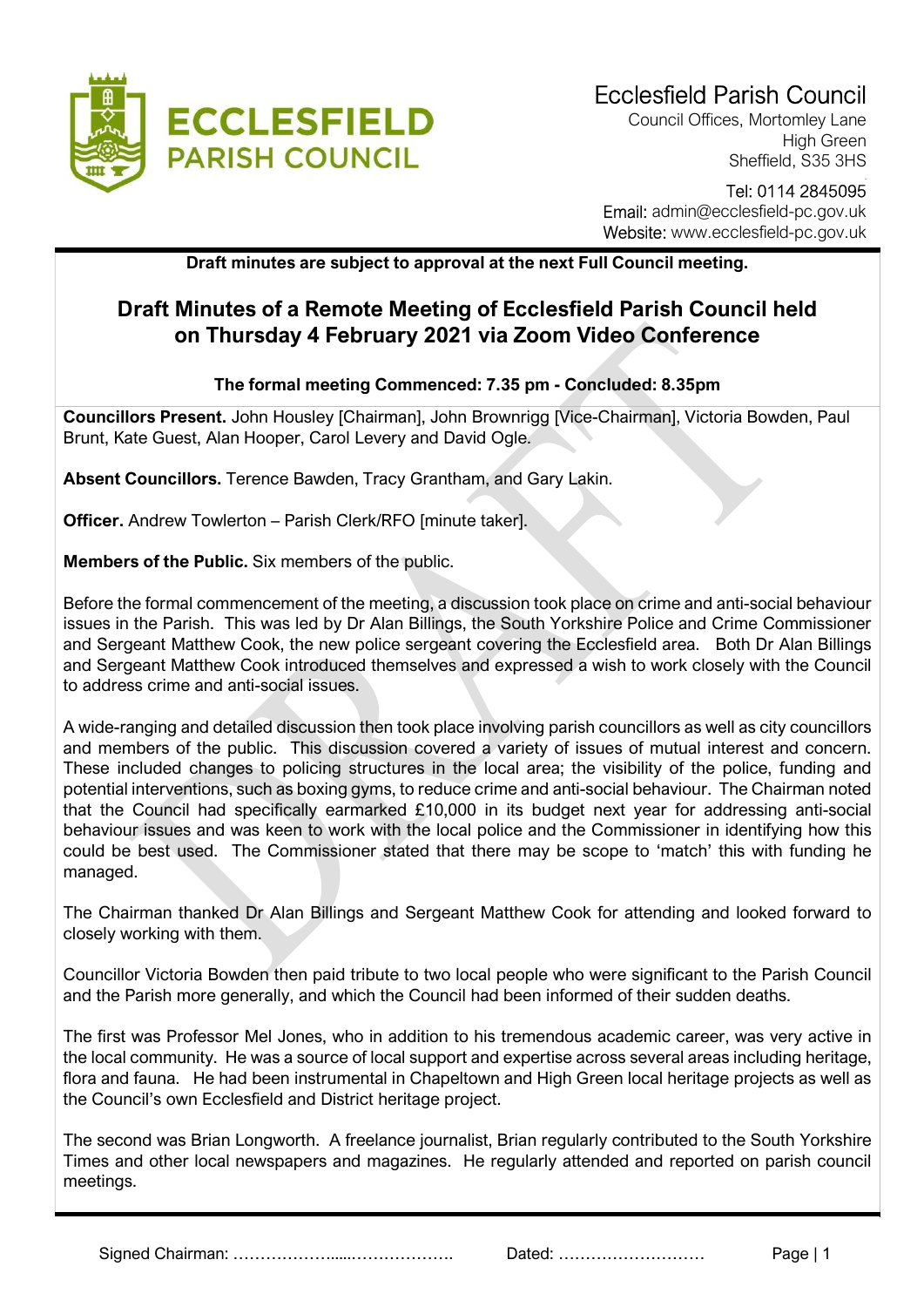Ecclesfield Parish Council
Council Offices, Mortomley Lane
High Green
Sheffield, S35 3HS

Tel: 0114 2845095
Email: admin@ecclesfield-pc.gov.uk
Website: www.ecclesfield-pc.gov.uk

**Draft minutes are subject to approval at the next Full Council meeting.**

# Draft Minutes of a Remote Meeting of Ecclesfield Parish Council held on Thursday 4 February 2021 via Zoom Video Conference

**The formal meeting Commenced: 7.35 pm - Concluded: 8.35pm**

**Councillors Present.** John Housley [Chairman], John Brownrigg [Vice-Chairman], Victoria Bowden, Paul Brunt, Kate Guest, Alan Hooper, Carol Levery and David Ogle.

**Absent Councillors.** Terence Bawden, Tracy Grantham, and Gary Lakin.

**Officer.** Andrew Towlerton – Parish Clerk/RFO [minute taker].

**Members of the Public.** Six members of the public.

Before the formal commencement of the meeting, a discussion took place on crime and anti-social behaviour issues in the Parish. This was led by Dr Alan Billings, the South Yorkshire Police and Crime Commissioner and Sergeant Matthew Cook, the new police sergeant covering the Ecclesfield area. Both Dr Alan Billings and Sergeant Matthew Cook introduced themselves and expressed a wish to work closely with the Council to address crime and anti-social issues.

A wide-ranging and detailed discussion then took place involving parish councillors as well as city councillors and members of the public. This discussion covered a variety of issues of mutual interest and concern. These included changes to policing structures in the local area; the visibility of the police, funding and potential interventions, such as boxing gyms, to reduce crime and anti-social behaviour. The Chairman noted that the Council had specifically earmarked £10,000 in its budget next year for addressing anti-social behaviour issues and was keen to work with the local police and the Commissioner in identifying how this could be best used. The Commissioner stated that there may be scope to 'match' this with funding he managed.

The Chairman thanked Dr Alan Billings and Sergeant Matthew Cook for attending and looked forward to closely working with them.

Councillor Victoria Bowden then paid tribute to two local people who were significant to the Parish Council and the Parish more generally, and which the Council had been informed of their sudden deaths.

The first was Professor Mel Jones, who in addition to his tremendous academic career, was very active in the local community. He was a source of local support and expertise across several areas including heritage, flora and fauna. He had been instrumental in Chapeltown and High Green local heritage projects as well as the Council's own Ecclesfield and District heritage project.

The second was Brian Longworth. A freelance journalist, Brian regularly contributed to the South Yorkshire Times and other local newspapers and magazines. He regularly attended and reported on parish council meetings.

Signed Chairman: ……………….....………………. Dated: ………………………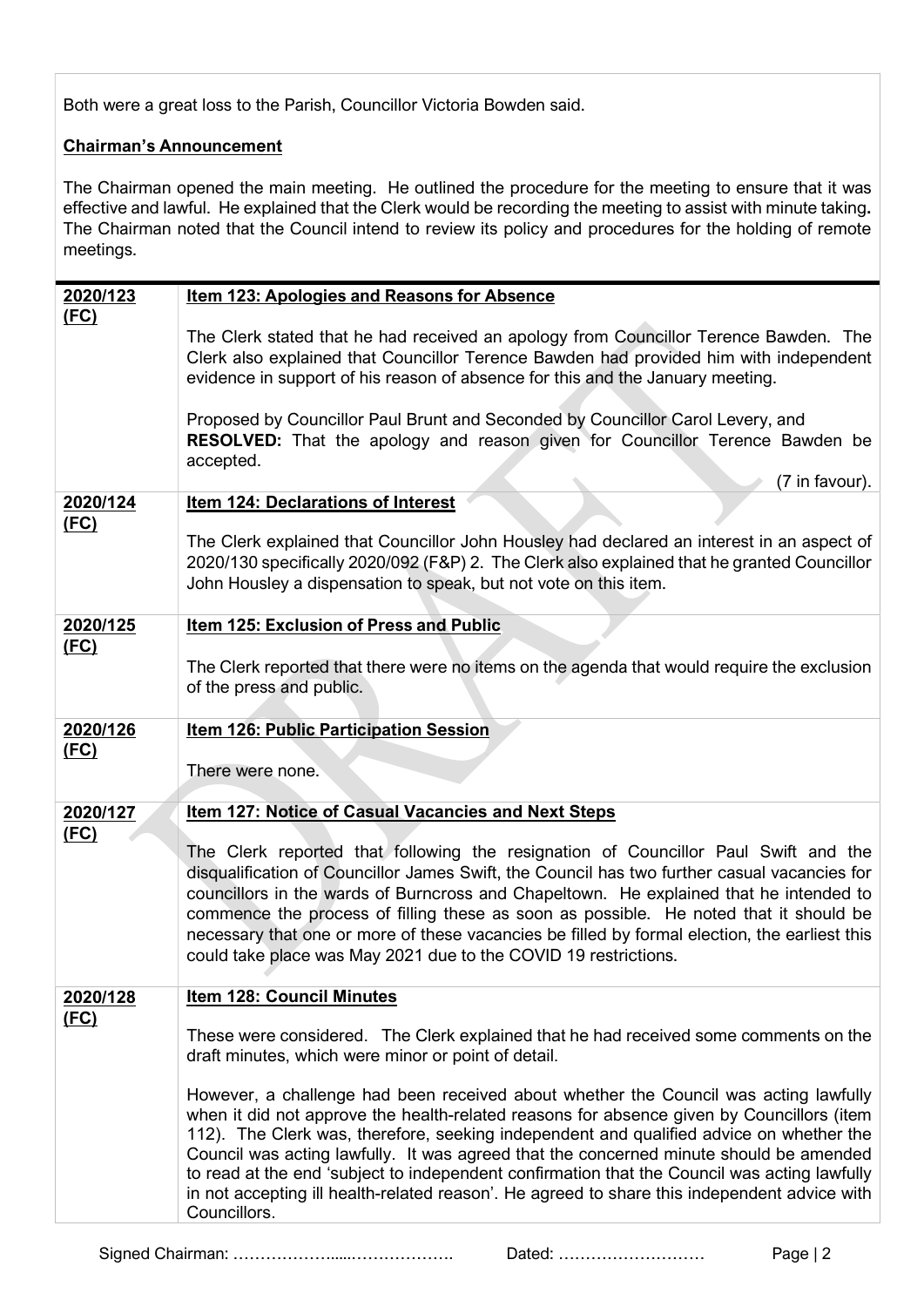Both were a great loss to the Parish, Councillor Victoria Bowden said.

**Chairman's Announcement**

The Chairman opened the main meeting. He outlined the procedure for the meeting to ensure that it was effective and lawful. He explained that the Clerk would be recording the meeting to assist with minute taking**.** The Chairman noted that the Council intend to review its policy and procedures for the holding of remote meetings.

| | |
|---|---|
| **2020/123 (FC)** | **Item 123: Apologies and Reasons for Absence**<br><br>The Clerk stated that he had received an apology from Councillor Terence Bawden. The Clerk also explained that Councillor Terence Bawden had provided him with independent evidence in support of his reason of absence for this and the January meeting.<br><br>Proposed by Councillor Paul Brunt and Seconded by Councillor Carol Levery, and **RESOLVED:** That the apology and reason given for Councillor Terence Bawden be accepted.<br>(7 in favour). |
| **2020/124 (FC)** | **Item 124: Declarations of Interest**<br><br>The Clerk explained that Councillor John Housley had declared an interest in an aspect of 2020/130 specifically 2020/092 (F&P) 2. The Clerk also explained that he granted Councillor John Housley a dispensation to speak, but not vote on this item. |
| **2020/125 (FC)** | **Item 125: Exclusion of Press and Public**<br><br>The Clerk reported that there were no items on the agenda that would require the exclusion of the press and public. |
| **2020/126 (FC)** | **Item 126: Public Participation Session**<br><br>There were none. |
| **2020/127 (FC)** | **Item 127: Notice of Casual Vacancies and Next Steps**<br><br>The Clerk reported that following the resignation of Councillor Paul Swift and the disqualification of Councillor James Swift, the Council has two further casual vacancies for councillors in the wards of Burncross and Chapeltown. He explained that he intended to commence the process of filling these as soon as possible. He noted that it should be necessary that one or more of these vacancies be filled by formal election, the earliest this could take place was May 2021 due to the COVID 19 restrictions. |
| **2020/128 (FC)** | **Item 128: Council Minutes**<br><br>These were considered. The Clerk explained that he had received some comments on the draft minutes, which were minor or point of detail.<br><br>However, a challenge had been received about whether the Council was acting lawfully when it did not approve the health-related reasons for absence given by Councillors (item 112). The Clerk was, therefore, seeking independent and qualified advice on whether the Council was acting lawfully. It was agreed that the concerned minute should be amended to read at the end 'subject to independent confirmation that the Council was acting lawfully in not accepting ill health-related reason'. He agreed to share this independent advice with Councillors. |

Signed Chairman: ……………….....………………. Dated: ………………………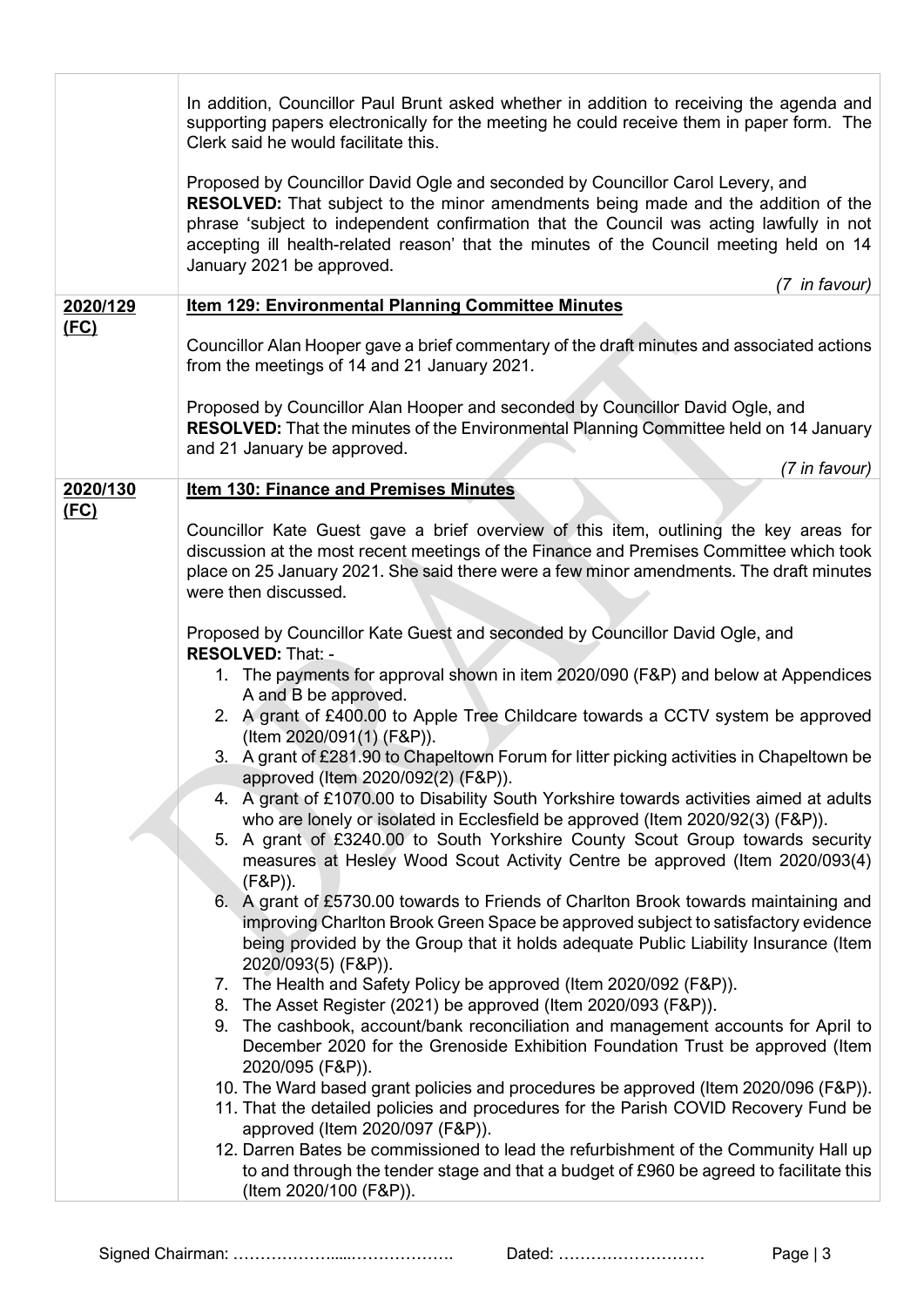| | |
|---|---|
| | In addition, Councillor Paul Brunt asked whether in addition to receiving the agenda and supporting papers electronically for the meeting he could receive them in paper form. The Clerk said he would facilitate this.<br><br>Proposed by Councillor David Ogle and seconded by Councillor Carol Levery, and **RESOLVED:** That subject to the minor amendments being made and the addition of the phrase 'subject to independent confirmation that the Council was acting lawfully in not accepting ill health-related reason' that the minutes of the Council meeting held on 14 January 2021 be approved.<br><br>*(7 in favour)* |
| **2020/129 (FC)** | **Item 129: Environmental Planning Committee Minutes**<br><br>Councillor Alan Hooper gave a brief commentary of the draft minutes and associated actions from the meetings of 14 and 21 January 2021.<br><br>Proposed by Councillor Alan Hooper and seconded by Councillor David Ogle, and **RESOLVED:** That the minutes of the Environmental Planning Committee held on 14 January and 21 January be approved.<br><br>*(7 in favour)* |
| **2020/130 (FC)** | **Item 130: Finance and Premises Minutes**<br><br>Councillor Kate Guest gave a brief overview of this item, outlining the key areas for discussion at the most recent meetings of the Finance and Premises Committee which took place on 25 January 2021. She said there were a few minor amendments. The draft minutes were then discussed.<br><br>Proposed by Councillor Kate Guest and seconded by Councillor David Ogle, and **RESOLVED:** That: -<br>1. The payments for approval shown in item 2020/090 (F&P) and below at Appendices A and B be approved.<br>2. A grant of £400.00 to Apple Tree Childcare towards a CCTV system be approved (Item 2020/091(1) (F&P)).<br>3. A grant of £281.90 to Chapeltown Forum for litter picking activities in Chapeltown be approved (Item 2020/092(2) (F&P)).<br>4. A grant of £1070.00 to Disability South Yorkshire towards activities aimed at adults who are lonely or isolated in Ecclesfield be approved (Item 2020/92(3) (F&P)).<br>5. A grant of £3240.00 to South Yorkshire County Scout Group towards security measures at Hesley Wood Scout Activity Centre be approved (Item 2020/093(4) (F&P)).<br>6. A grant of £5730.00 towards to Friends of Charlton Brook towards maintaining and improving Charlton Brook Green Space be approved subject to satisfactory evidence being provided by the Group that it holds adequate Public Liability Insurance (Item 2020/093(5) (F&P)).<br>7. The Health and Safety Policy be approved (Item 2020/092 (F&P)).<br>8. The Asset Register (2021) be approved (Item 2020/093 (F&P)).<br>9. The cashbook, account/bank reconciliation and management accounts for April to December 2020 for the Grenoside Exhibition Foundation Trust be approved (Item 2020/095 (F&P)).<br>10. The Ward based grant policies and procedures be approved (Item 2020/096 (F&P)).<br>11. That the detailed policies and procedures for the Parish COVID Recovery Fund be approved (Item 2020/097 (F&P)).<br>12. Darren Bates be commissioned to lead the refurbishment of the Community Hall up to and through the tender stage and that a budget of £960 be agreed to facilitate this (Item 2020/100 (F&P)). |

Signed Chairman: ………………......………………. Dated: ………………………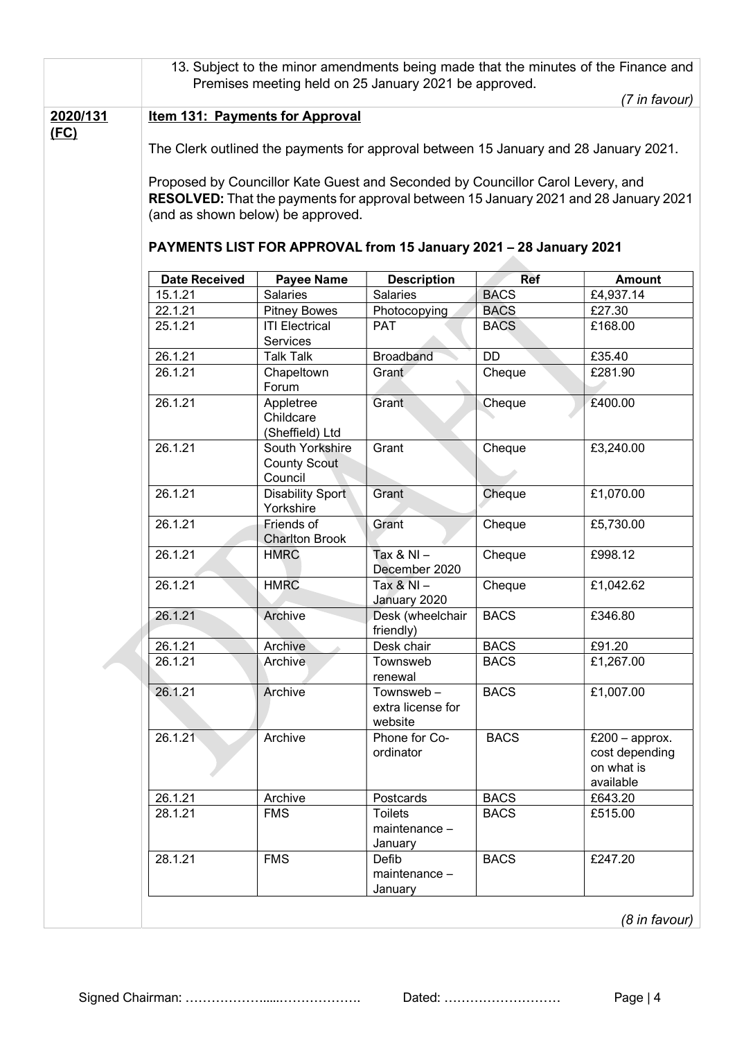13. Subject to the minor amendments being made that the minutes of the Finance and Premises meeting held on 25 January 2021 be approved.

*(7 in favour)*

**2020/131 (FC)**

**Item 131: Payments for Approval**

The Clerk outlined the payments for approval between 15 January and 28 January 2021.

Proposed by Councillor Kate Guest and Seconded by Councillor Carol Levery, and **RESOLVED:** That the payments for approval between 15 January 2021 and 28 January 2021 (and as shown below) be approved.

**PAYMENTS LIST FOR APPROVAL from 15 January 2021 – 28 January 2021**

| Date Received | Payee Name | Description | Ref | Amount |
|---|---|---|---|---|
| 15.1.21 | Salaries | Salaries | BACS | £4,937.14 |
| 22.1.21 | Pitney Bowes | Photocopying | BACS | £27.30 |
| 25.1.21 | ITI Electrical Services | PAT | BACS | £168.00 |
| 26.1.21 | Talk Talk | Broadband | DD | £35.40 |
| 26.1.21 | Chapeltown Forum | Grant | Cheque | £281.90 |
| 26.1.21 | Appletree Childcare (Sheffield) Ltd | Grant | Cheque | £400.00 |
| 26.1.21 | South Yorkshire County Scout Council | Grant | Cheque | £3,240.00 |
| 26.1.21 | Disability Sport Yorkshire | Grant | Cheque | £1,070.00 |
| 26.1.21 | Friends of Charlton Brook | Grant | Cheque | £5,730.00 |
| 26.1.21 | HMRC | Tax & NI – December 2020 | Cheque | £998.12 |
| 26.1.21 | HMRC | Tax & NI – January 2020 | Cheque | £1,042.62 |
| 26.1.21 | Archive | Desk (wheelchair friendly) | BACS | £346.80 |
| 26.1.21 | Archive | Desk chair | BACS | £91.20 |
| 26.1.21 | Archive | Townsweb renewal | BACS | £1,267.00 |
| 26.1.21 | Archive | Townsweb – extra license for website | BACS | £1,007.00 |
| 26.1.21 | Archive | Phone for Co-ordinator | BACS | £200 – approx. cost depending on what is available |
| 26.1.21 | Archive | Postcards | BACS | £643.20 |
| 28.1.21 | FMS | Toilets maintenance – January | BACS | £515.00 |
| 28.1.21 | FMS | Defib maintenance – January | BACS | £247.20 |

*(8 in favour)*

Signed Chairman: ……………….....………………. Dated: ………………………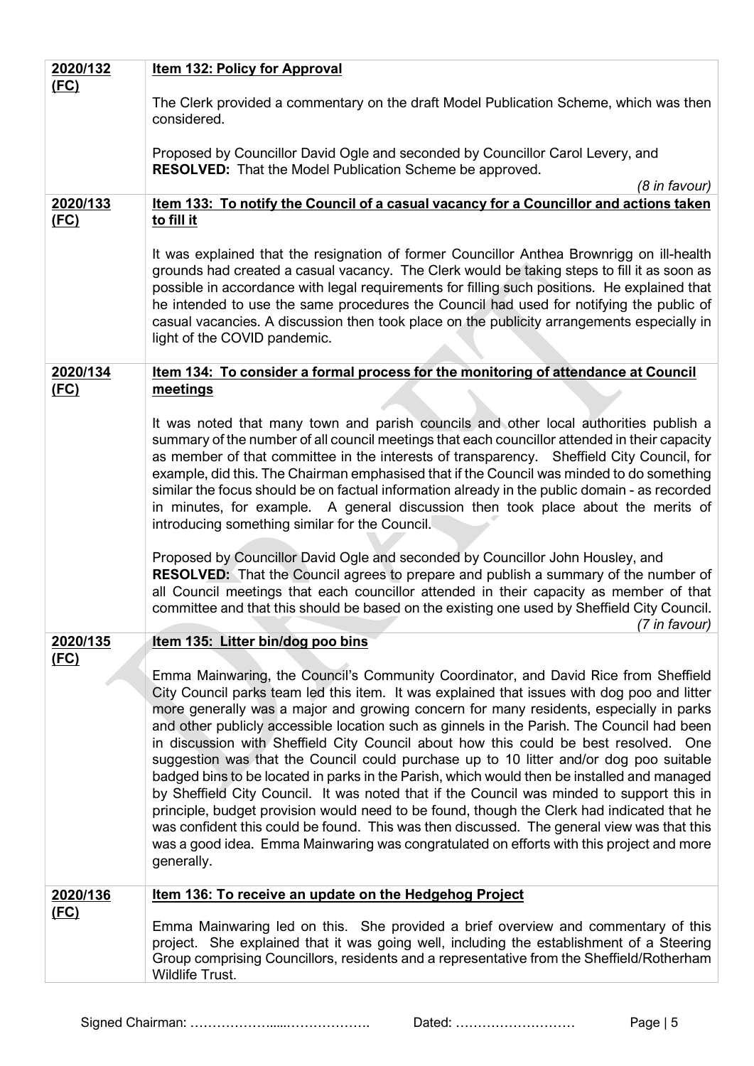| | |
|---|---|
| **2020/132 (FC)** | **Item 132: Policy for Approval**<br><br>The Clerk provided a commentary on the draft Model Publication Scheme, which was then considered.<br><br>Proposed by Councillor David Ogle and seconded by Councillor Carol Levery, and **RESOLVED:** That the Model Publication Scheme be approved.<br>*(8 in favour)* |
| **2020/133 (FC)** | **Item 133: To notify the Council of a casual vacancy for a Councillor and actions taken to fill it**<br><br>It was explained that the resignation of former Councillor Anthea Brownrigg on ill-health grounds had created a casual vacancy. The Clerk would be taking steps to fill it as soon as possible in accordance with legal requirements for filling such positions. He explained that he intended to use the same procedures the Council had used for notifying the public of casual vacancies. A discussion then took place on the publicity arrangements especially in light of the COVID pandemic. |
| **2020/134 (FC)** | **Item 134: To consider a formal process for the monitoring of attendance at Council meetings**<br><br>It was noted that many town and parish councils and other local authorities publish a summary of the number of all council meetings that each councillor attended in their capacity as member of that committee in the interests of transparency. Sheffield City Council, for example, did this. The Chairman emphasised that if the Council was minded to do something similar the focus should be on factual information already in the public domain - as recorded in minutes, for example. A general discussion then took place about the merits of introducing something similar for the Council.<br><br>Proposed by Councillor David Ogle and seconded by Councillor John Housley, and **RESOLVED:** That the Council agrees to prepare and publish a summary of the number of all Council meetings that each councillor attended in their capacity as member of that committee and that this should be based on the existing one used by Sheffield City Council.<br>*(7 in favour)* |
| **2020/135 (FC)** | **Item 135: Litter bin/dog poo bins**<br><br>Emma Mainwaring, the Council's Community Coordinator, and David Rice from Sheffield City Council parks team led this item. It was explained that issues with dog poo and litter more generally was a major and growing concern for many residents, especially in parks and other publicly accessible location such as ginnels in the Parish. The Council had been in discussion with Sheffield City Council about how this could be best resolved. One suggestion was that the Council could purchase up to 10 litter and/or dog poo suitable badged bins to be located in parks in the Parish, which would then be installed and managed by Sheffield City Council. It was noted that if the Council was minded to support this in principle, budget provision would need to be found, though the Clerk had indicated that he was confident this could be found. This was then discussed. The general view was that this was a good idea. Emma Mainwaring was congratulated on efforts with this project and more generally. |
| **2020/136 (FC)** | **Item 136: To receive an update on the Hedgehog Project**<br><br>Emma Mainwaring led on this. She provided a brief overview and commentary of this project. She explained that it was going well, including the establishment of a Steering Group comprising Councillors, residents and a representative from the Sheffield/Rotherham Wildlife Trust. |

Signed Chairman: ……………….....………………. Dated: ………………………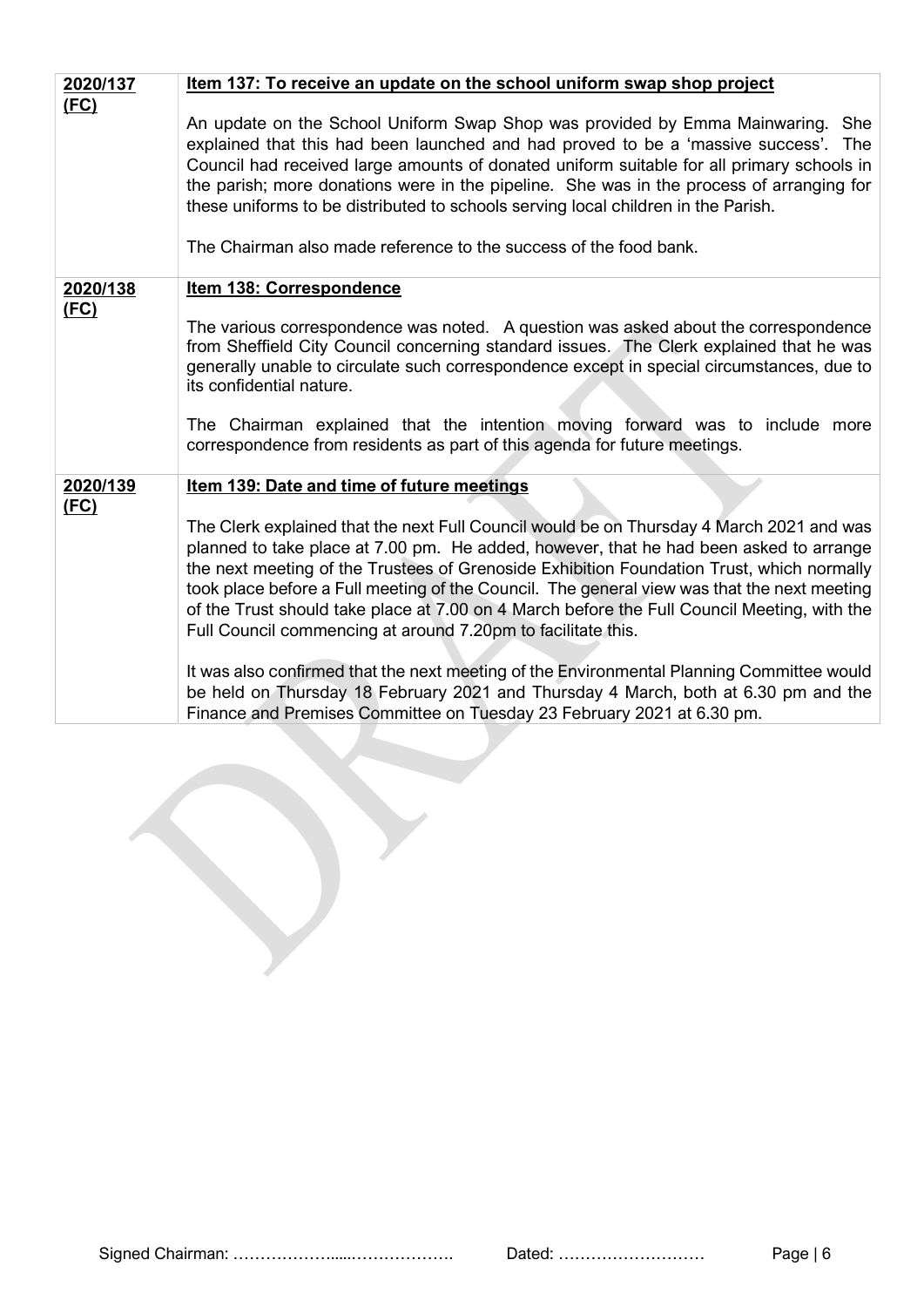| | |
|---|---|
| **2020/137 (FC)** | **Item 137: To receive an update on the school uniform swap shop project**<br><br>An update on the School Uniform Swap Shop was provided by Emma Mainwaring. She explained that this had been launched and had proved to be a 'massive success'. The Council had received large amounts of donated uniform suitable for all primary schools in the parish; more donations were in the pipeline. She was in the process of arranging for these uniforms to be distributed to schools serving local children in the Parish.<br><br>The Chairman also made reference to the success of the food bank. |
| **2020/138 (FC)** | **Item 138: Correspondence**<br><br>The various correspondence was noted. A question was asked about the correspondence from Sheffield City Council concerning standard issues. The Clerk explained that he was generally unable to circulate such correspondence except in special circumstances, due to its confidential nature.<br><br>The Chairman explained that the intention moving forward was to include more correspondence from residents as part of this agenda for future meetings. |
| **2020/139 (FC)** | **Item 139: Date and time of future meetings**<br><br>The Clerk explained that the next Full Council would be on Thursday 4 March 2021 and was planned to take place at 7.00 pm. He added, however, that he had been asked to arrange the next meeting of the Trustees of Grenoside Exhibition Foundation Trust, which normally took place before a Full meeting of the Council. The general view was that the next meeting of the Trust should take place at 7.00 on 4 March before the Full Council Meeting, with the Full Council commencing at around 7.20pm to facilitate this.<br><br>It was also confirmed that the next meeting of the Environmental Planning Committee would be held on Thursday 18 February 2021 and Thursday 4 March, both at 6.30 pm and the Finance and Premises Committee on Tuesday 23 February 2021 at 6.30 pm. |

Signed Chairman: ………………....………………. Dated: ………………………